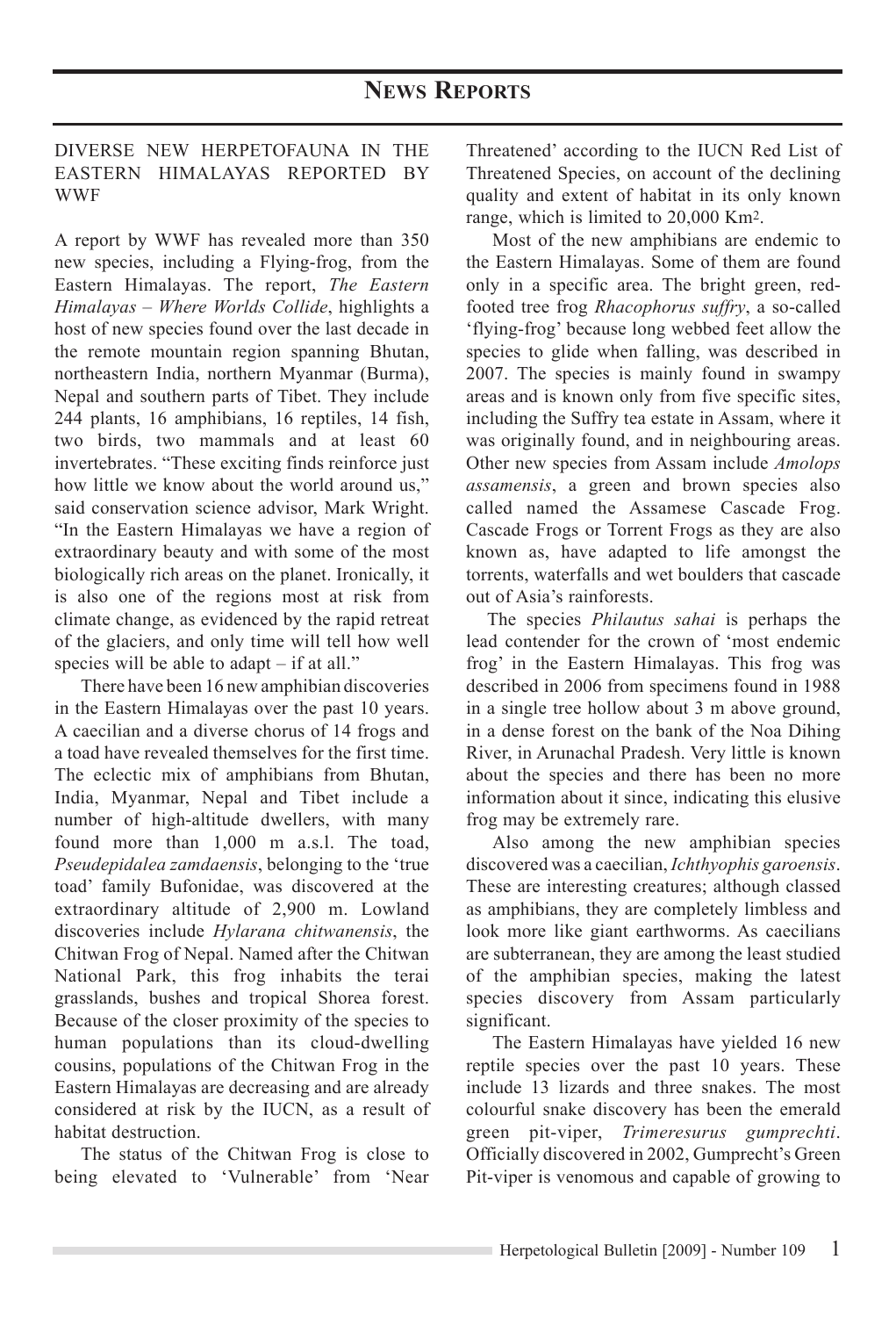# News Reports

## DIVERSE NEW HERPETOFAUNA IN THE EASTERN HIMALAYAS REPORTED BY WWF

A report by WWF has revealed more than 350 new species, including a Flying-frog, from the Eastern Himalayas. The report, *The Eastern Himalayas – Where Worlds Collide*, highlights a host of new species found over the last decade in the remote mountain region spanning Bhutan, northeastern India, northern Myanmar (Burma), Nepal and southern parts of Tibet. They include 244 plants, 16 amphibians, 16 reptiles, 14 fish, two birds, two mammals and at least 60 invertebrates. "These exciting finds reinforce just how little we know about the world around us," said conservation science advisor, Mark Wright. "In the Eastern Himalayas we have a region of extraordinary beauty and with some of the most biologically rich areas on the planet. Ironically, it is also one of the regions most at risk from climate change, as evidenced by the rapid retreat of the glaciers, and only time will tell how well species will be able to adapt – if at all."

There have been 16 new amphibian discoveries in the Eastern Himalayas over the past 10 years. A caecilian and a diverse chorus of 14 frogs and a toad have revealed themselves for the first time. The eclectic mix of amphibians from Bhutan, India, Myanmar, Nepal and Tibet include a number of high-altitude dwellers, with many found more than 1,000 m a.s.l. The toad, *Pseudepidalea zamdaensis*, belonging to the 'true toad' family Bufonidae, was discovered at the extraordinary altitude of 2,900 m. Lowland discoveries include *Hylarana chitwanensis*, the Chitwan Frog of Nepal. Named after the Chitwan National Park, this frog inhabits the terai grasslands, bushes and tropical Shorea forest. Because of the closer proximity of the species to human populations than its cloud-dwelling cousins, populations of the Chitwan Frog in the Eastern Himalayas are decreasing and are already considered at risk by the IUCN, as a result of habitat destruction.

The status of the Chitwan Frog is close to being elevated to 'Vulnerable' from 'Near Threatened' according to the IUCN Red List of Threatened Species, on account of the declining quality and extent of habitat in its only known range, which is limited to 20,000 Km$^2$.

Most of the new amphibians are endemic to the Eastern Himalayas. Some of them are found only in a specific area. The bright green, red-footed tree frog *Rhacophorus suffry*, a so-called 'flying-frog' because long webbed feet allow the species to glide when falling, was described in 2007. The species is mainly found in swampy areas and is known only from five specific sites, including the Suffry tea estate in Assam, where it was originally found, and in neighbouring areas. Other new species from Assam include *Amolops assamensis*, a green and brown species also called named the Assamese Cascade Frog. Cascade Frogs or Torrent Frogs as they are also known as, have adapted to life amongst the torrents, waterfalls and wet boulders that cascade out of Asia's rainforests.

The species *Philautus sahai* is perhaps the lead contender for the crown of 'most endemic frog' in the Eastern Himalayas. This frog was described in 2006 from specimens found in 1988 in a single tree hollow about 3 m above ground, in a dense forest on the bank of the Noa Dihing River, in Arunachal Pradesh. Very little is known about the species and there has been no more information about it since, indicating this elusive frog may be extremely rare.

Also among the new amphibian species discovered was a caecilian, *Ichthyophis garoensis*. These are interesting creatures; although classed as amphibians, they are completely limbless and look more like giant earthworms. As caecilians are subterranean, they are among the least studied of the amphibian species, making the latest species discovery from Assam particularly significant.

The Eastern Himalayas have yielded 16 new reptile species over the past 10 years. These include 13 lizards and three snakes. The most colourful snake discovery has been the emerald green pit-viper, *Trimeresurus gumprechti*. Officially discovered in 2002, Gumprecht's Green Pit-viper is venomous and capable of growing to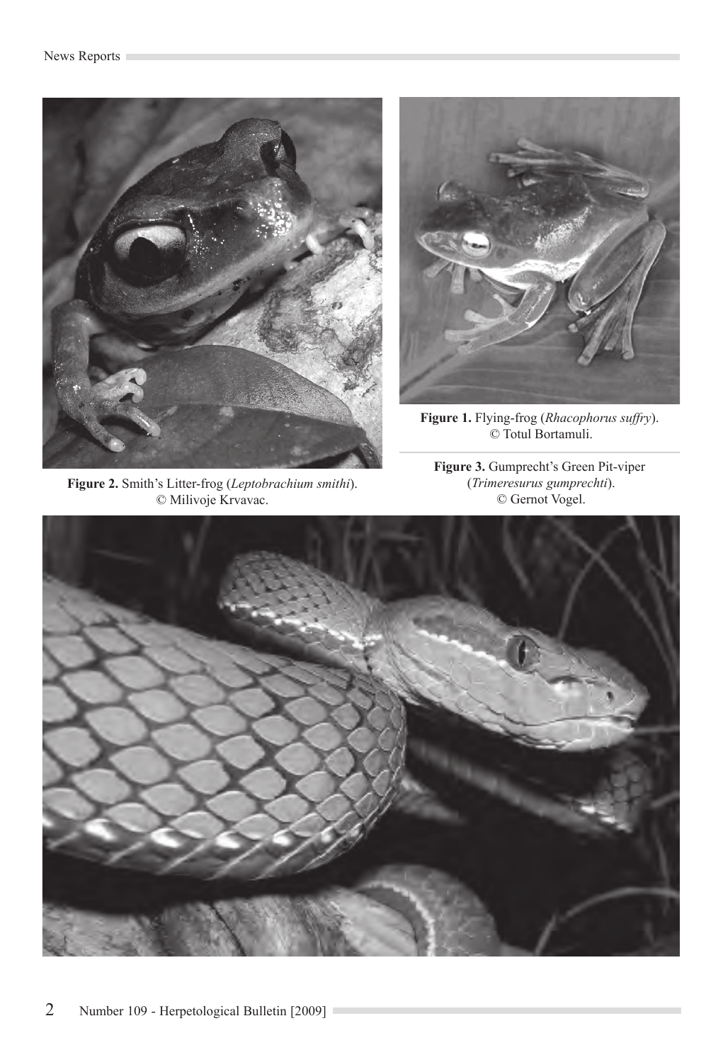**Figure 2.** Smith's Litter-frog (*Leptobrachium smithi*). © Milivoje Krvavac.

**Figure 1.** Flying-frog (*Rhacophorus suffry*). © Totul Bortamuli.

**Figure 3.** Gumprecht's Green Pit-viper (*Trimeresurus gumprechti*). © Gernot Vogel.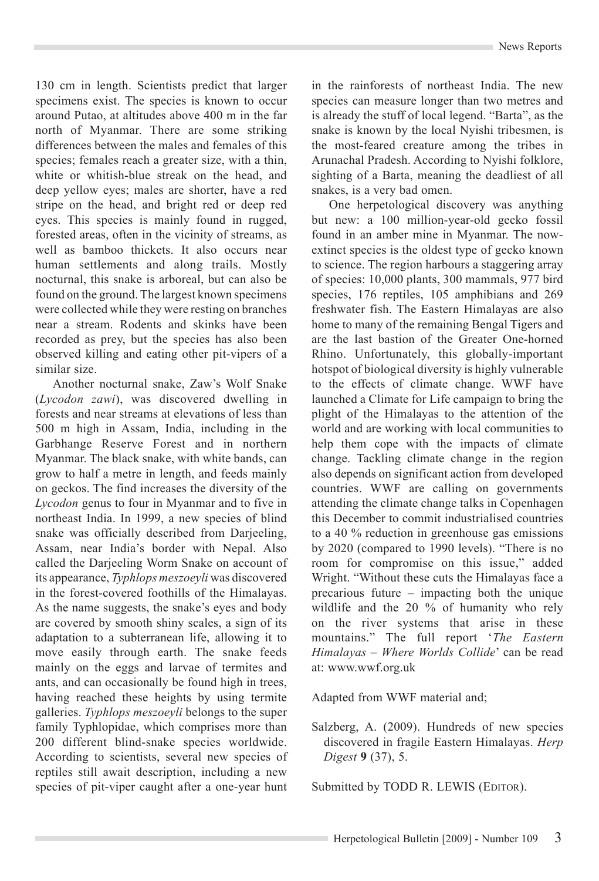130 cm in length. Scientists predict that larger specimens exist. The species is known to occur around Putao, at altitudes above 400 m in the far north of Myanmar. There are some striking differences between the males and females of this species; females reach a greater size, with a thin, white or whitish-blue streak on the head, and deep yellow eyes; males are shorter, have a red stripe on the head, and bright red or deep red eyes. This species is mainly found in rugged, forested areas, often in the vicinity of streams, as well as bamboo thickets. It also occurs near human settlements and along trails. Mostly nocturnal, this snake is arboreal, but can also be found on the ground. The largest known specimens were collected while they were resting on branches near a stream. Rodents and skinks have been recorded as prey, but the species has also been observed killing and eating other pit-vipers of a similar size.

Another nocturnal snake, Zaw's Wolf Snake (*Lycodon zawi*), was discovered dwelling in forests and near streams at elevations of less than 500 m high in Assam, India, including in the Garbhange Reserve Forest and in northern Myanmar. The black snake, with white bands, can grow to half a metre in length, and feeds mainly on geckos. The find increases the diversity of the *Lycodon* genus to four in Myanmar and to five in northeast India. In 1999, a new species of blind snake was officially described from Darjeeling, Assam, near India's border with Nepal. Also called the Darjeeling Worm Snake on account of its appearance, *Typhlops meszoeyli* was discovered in the forest-covered foothills of the Himalayas. As the name suggests, the snake's eyes and body are covered by smooth shiny scales, a sign of its adaptation to a subterranean life, allowing it to move easily through earth. The snake feeds mainly on the eggs and larvae of termites and ants, and can occasionally be found high in trees, having reached these heights by using termite galleries. *Typhlops meszoeyli* belongs to the super family Typhlopidae, which comprises more than 200 different blind-snake species worldwide. According to scientists, several new species of reptiles still await description, including a new species of pit-viper caught after a one-year hunt in the rainforests of northeast India. The new species can measure longer than two metres and is already the stuff of local legend. "Barta", as the snake is known by the local Nyishi tribesmen, is the most-feared creature among the tribes in Arunachal Pradesh. According to Nyishi folklore, sighting of a Barta, meaning the deadliest of all snakes, is a very bad omen.

One herpetological discovery was anything but new: a 100 million-year-old gecko fossil found in an amber mine in Myanmar. The now-extinct species is the oldest type of gecko known to science. The region harbours a staggering array of species: 10,000 plants, 300 mammals, 977 bird species, 176 reptiles, 105 amphibians and 269 freshwater fish. The Eastern Himalayas are also home to many of the remaining Bengal Tigers and are the last bastion of the Greater One-horned Rhino. Unfortunately, this globally-important hotspot of biological diversity is highly vulnerable to the effects of climate change. WWF have launched a Climate for Life campaign to bring the plight of the Himalayas to the attention of the world and are working with local communities to help them cope with the impacts of climate change. Tackling climate change in the region also depends on significant action from developed countries. WWF are calling on governments attending the climate change talks in Copenhagen this December to commit industrialised countries to a 40 % reduction in greenhouse gas emissions by 2020 (compared to 1990 levels). "There is no room for compromise on this issue," added Wright. "Without these cuts the Himalayas face a precarious future – impacting both the unique wildlife and the 20 % of humanity who rely on the river systems that arise in these mountains." The full report '*The Eastern Himalayas – Where Worlds Collide*' can be read at: www.wwf.org.uk

Adapted from WWF material and;

Salzberg, A. (2009). Hundreds of new species discovered in fragile Eastern Himalayas. *Herp Digest* **9** (37), 5.

Submitted by TODD R. LEWIS (EDITOR).